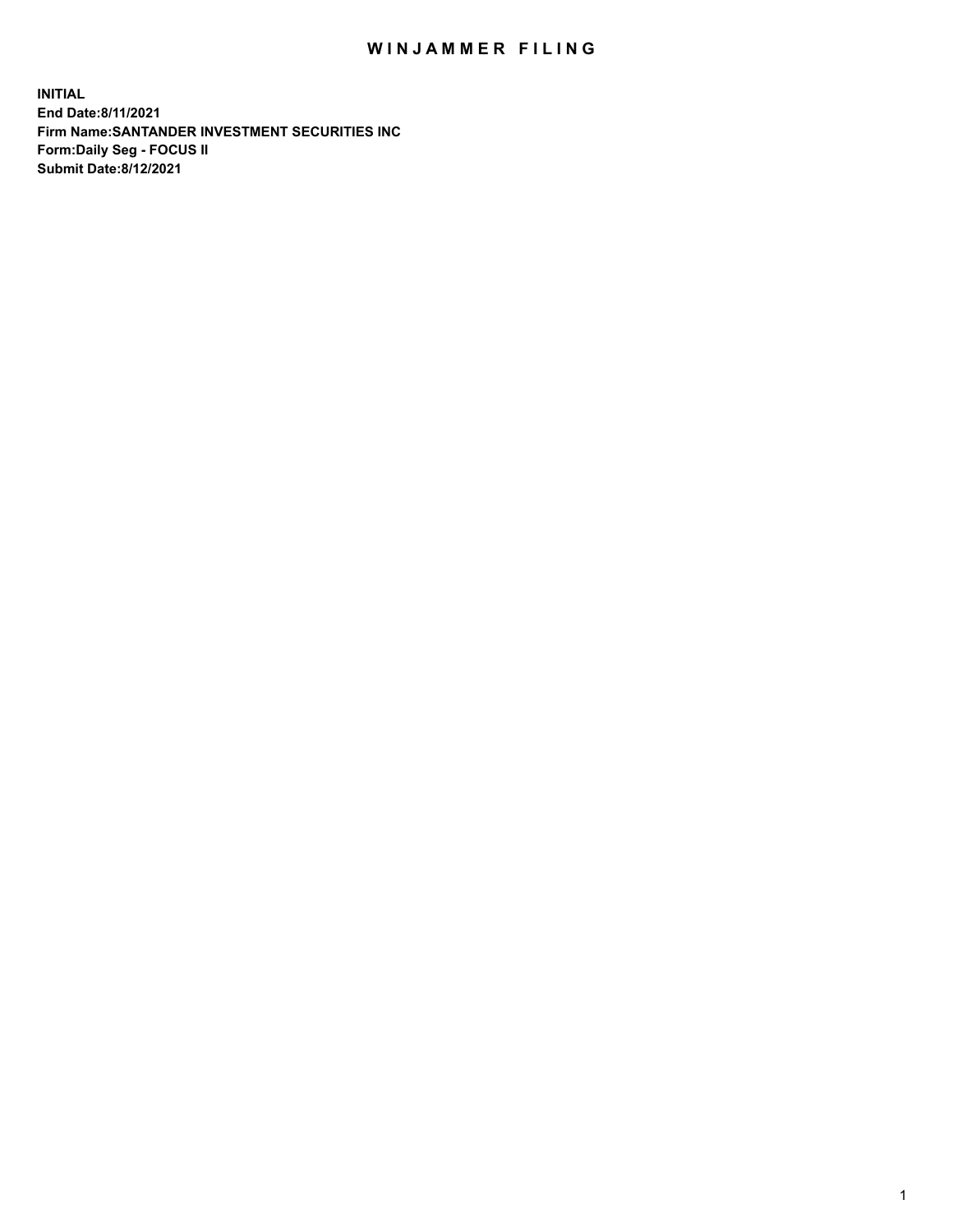# WINJAMMER FILING

**INITIAL**
**End Date:8/11/2021**
**Firm Name:SANTANDER INVESTMENT SECURITIES INC**
**Form:Daily Seg - FOCUS II**
**Submit Date:8/12/2021**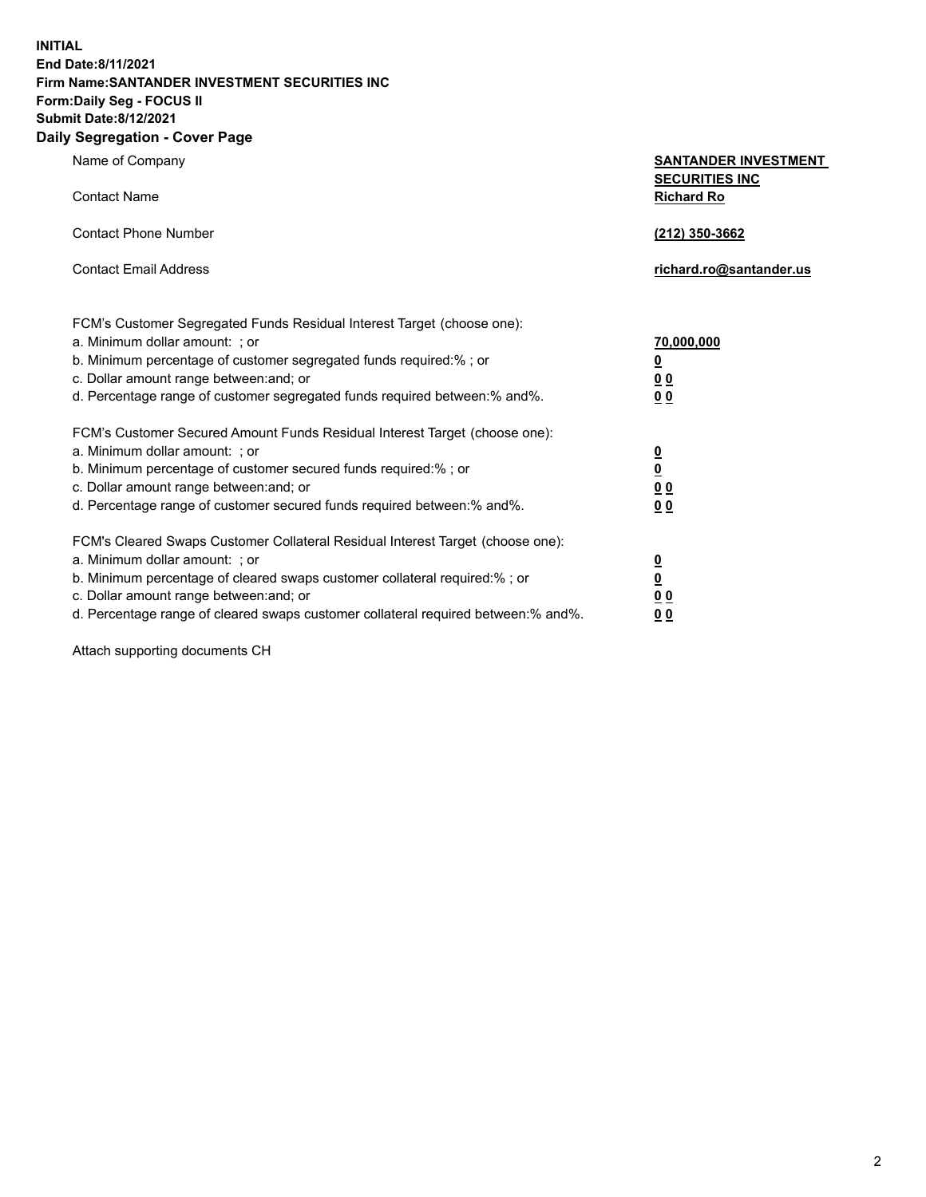**INITIAL**
**End Date:8/11/2021**
**Firm Name:SANTANDER INVESTMENT SECURITIES INC**
**Form:Daily Seg - FOCUS II**
**Submit Date:8/12/2021**

## Daily Segregation - Cover Page

| | |
|---|---|
| Name of Company | **SANTANDER INVESTMENT SECURITIES INC** |
| Contact Name | **Richard Ro** |
| Contact Phone Number | **(212) 350-3662** |
| Contact Email Address | **richard.ro@santander.us** |

| | |
|---|---|
| FCM's Customer Segregated Funds Residual Interest Target (choose one): | |
| a. Minimum dollar amount: ; or | **70,000,000** |
| b. Minimum percentage of customer segregated funds required:% ; or | **0** |
| c. Dollar amount range between:and; or | **0 0** |
| d. Percentage range of customer segregated funds required between:% and%. | **0 0** |
| FCM's Customer Secured Amount Funds Residual Interest Target (choose one): | |
| a. Minimum dollar amount: ; or | **0** |
| b. Minimum percentage of customer secured funds required:% ; or | **0** |
| c. Dollar amount range between:and; or | **0 0** |
| d. Percentage range of customer secured funds required between:% and%. | **0 0** |
| FCM's Cleared Swaps Customer Collateral Residual Interest Target (choose one): | |
| a. Minimum dollar amount: ; or | **0** |
| b. Minimum percentage of cleared swaps customer collateral required:% ; or | **0** |
| c. Dollar amount range between:and; or | **0 0** |
| d. Percentage range of cleared swaps customer collateral required between:% and%. | **0 0** |

Attach supporting documents CH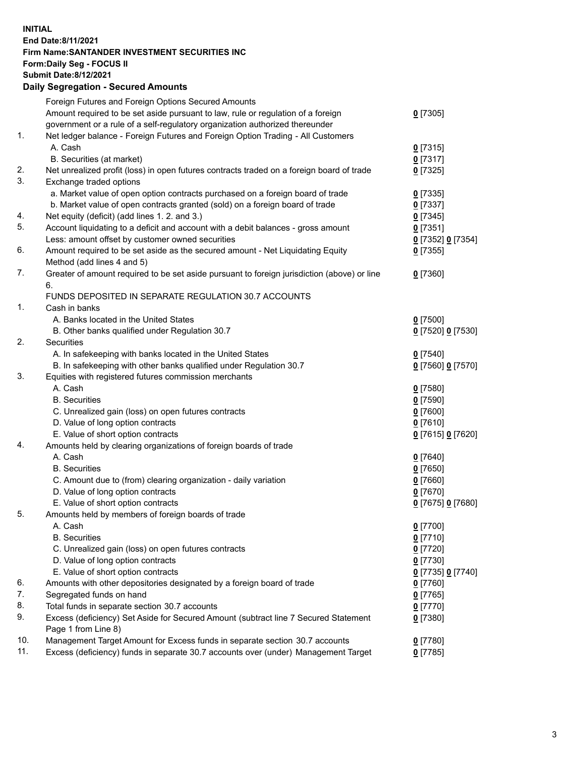**INITIAL**
**End Date:8/11/2021**
**Firm Name:SANTANDER INVESTMENT SECURITIES INC**
**Form:Daily Seg - FOCUS II**
**Submit Date:8/12/2021**

### Daily Segregation - Secured Amounts

| | | |
|---|---|---|
| | Foreign Futures and Foreign Options Secured Amounts | |
| | Amount required to be set aside pursuant to law, rule or regulation of a foreign government or a rule of a self-regulatory organization authorized thereunder | **0** [7305] |
| 1. | Net ledger balance - Foreign Futures and Foreign Option Trading - All Customers | |
| | A. Cash | **0** [7315] |
| | B. Securities (at market) | **0** [7317] |
| 2. | Net unrealized profit (loss) in open futures contracts traded on a foreign board of trade | **0** [7325] |
| 3. | Exchange traded options | |
| | a. Market value of open option contracts purchased on a foreign board of trade | **0** [7335] |
| | b. Market value of open contracts granted (sold) on a foreign board of trade | **0** [7337] |
| 4. | Net equity (deficit) (add lines 1. 2. and 3.) | **0** [7345] |
| 5. | Account liquidating to a deficit and account with a debit balances - gross amount | **0** [7351] |
| | Less: amount offset by customer owned securities | **0** [7352] **0** [7354] |
| 6. | Amount required to be set aside as the secured amount - Net Liquidating Equity Method (add lines 4 and 5) | **0** [7355] |
| 7. | Greater of amount required to be set aside pursuant to foreign jurisdiction (above) or line 6. | **0** [7360] |
| | FUNDS DEPOSITED IN SEPARATE REGULATION 30.7 ACCOUNTS | |
| 1. | Cash in banks | |
| | A. Banks located in the United States | **0** [7500] |
| | B. Other banks qualified under Regulation 30.7 | **0** [7520] **0** [7530] |
| 2. | Securities | |
| | A. In safekeeping with banks located in the United States | **0** [7540] |
| | B. In safekeeping with other banks qualified under Regulation 30.7 | **0** [7560] **0** [7570] |
| 3. | Equities with registered futures commission merchants | |
| | A. Cash | **0** [7580] |
| | B. Securities | **0** [7590] |
| | C. Unrealized gain (loss) on open futures contracts | **0** [7600] |
| | D. Value of long option contracts | **0** [7610] |
| | E. Value of short option contracts | **0** [7615] **0** [7620] |
| 4. | Amounts held by clearing organizations of foreign boards of trade | |
| | A. Cash | **0** [7640] |
| | B. Securities | **0** [7650] |
| | C. Amount due to (from) clearing organization - daily variation | **0** [7660] |
| | D. Value of long option contracts | **0** [7670] |
| | E. Value of short option contracts | **0** [7675] **0** [7680] |
| 5. | Amounts held by members of foreign boards of trade | |
| | A. Cash | **0** [7700] |
| | B. Securities | **0** [7710] |
| | C. Unrealized gain (loss) on open futures contracts | **0** [7720] |
| | D. Value of long option contracts | **0** [7730] |
| | E. Value of short option contracts | **0** [7735] **0** [7740] |
| 6. | Amounts with other depositories designated by a foreign board of trade | **0** [7760] |
| 7. | Segregated funds on hand | **0** [7765] |
| 8. | Total funds in separate section 30.7 accounts | **0** [7770] |
| 9. | Excess (deficiency) Set Aside for Secured Amount (subtract line 7 Secured Statement Page 1 from Line 8) | **0** [7380] |
| 10. | Management Target Amount for Excess funds in separate section 30.7 accounts | **0** [7780] |
| 11. | Excess (deficiency) funds in separate 30.7 accounts over (under) Management Target | **0** [7785] |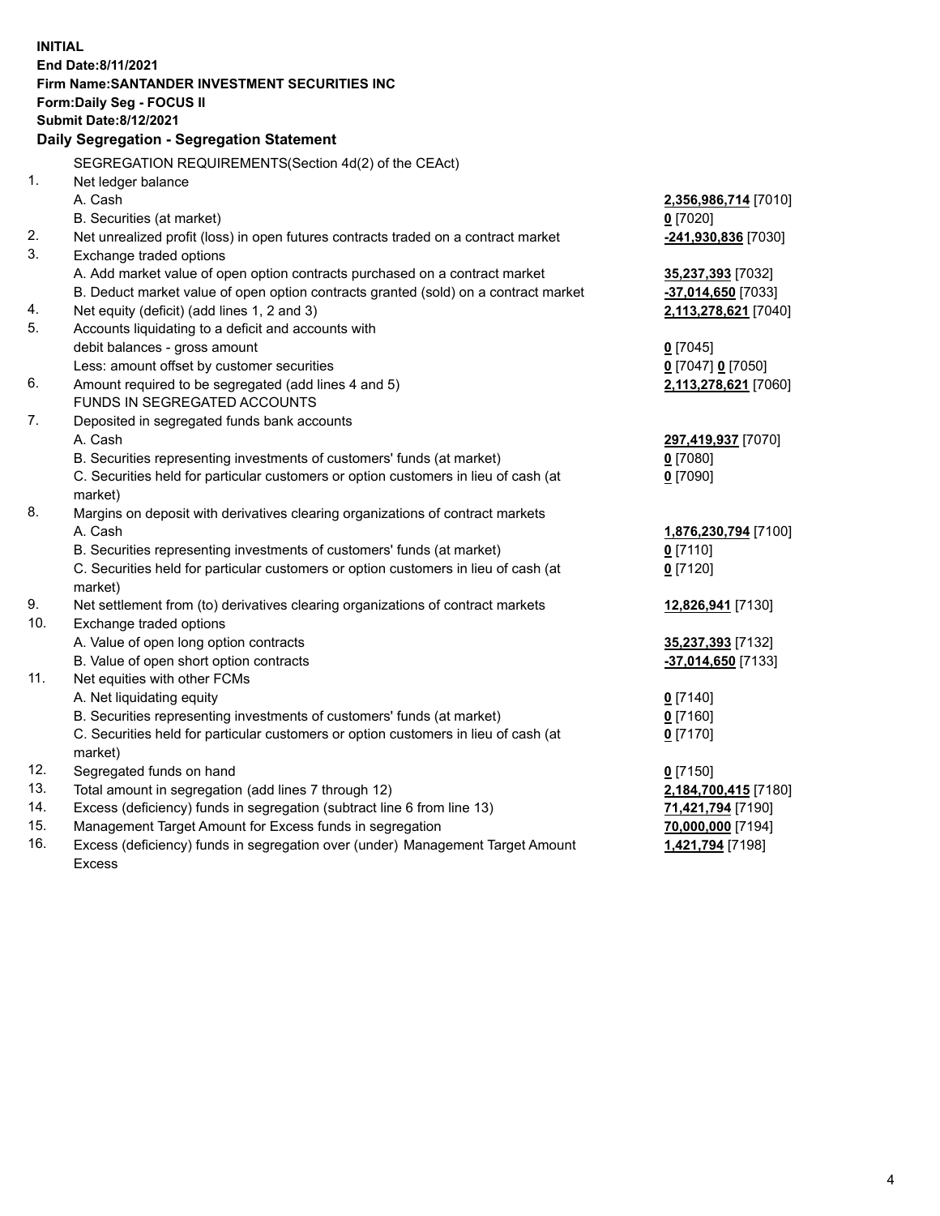**INITIAL**
**End Date:8/11/2021**
**Firm Name:SANTANDER INVESTMENT SECURITIES INC**
**Form:Daily Seg - FOCUS II**
**Submit Date:8/12/2021**

### Daily Segregation - Segregation Statement

SEGREGATION REQUIREMENTS(Section 4d(2) of the CEAct)

| | | |
|---|---|---|
| 1. | Net ledger balance | |
| | A. Cash | **2,356,986,714** [7010] |
| | B. Securities (at market) | **0** [7020] |
| 2. | Net unrealized profit (loss) in open futures contracts traded on a contract market | **-241,930,836** [7030] |
| 3. | Exchange traded options | |
| | A. Add market value of open option contracts purchased on a contract market | **35,237,393** [7032] |
| | B. Deduct market value of open option contracts granted (sold) on a contract market | **-37,014,650** [7033] |
| 4. | Net equity (deficit) (add lines 1, 2 and 3) | **2,113,278,621** [7040] |
| 5. | Accounts liquidating to a deficit and accounts with debit balances - gross amount | **0** [7045] |
| | Less: amount offset by customer securities | **0** [7047] **0** [7050] |
| 6. | Amount required to be segregated (add lines 4 and 5) | **2,113,278,621** [7060] |
| | FUNDS IN SEGREGATED ACCOUNTS | |
| 7. | Deposited in segregated funds bank accounts | |
| | A. Cash | **297,419,937** [7070] |
| | B. Securities representing investments of customers' funds (at market) | **0** [7080] |
| | C. Securities held for particular customers or option customers in lieu of cash (at market) | **0** [7090] |
| 8. | Margins on deposit with derivatives clearing organizations of contract markets | |
| | A. Cash | **1,876,230,794** [7100] |
| | B. Securities representing investments of customers' funds (at market) | **0** [7110] |
| | C. Securities held for particular customers or option customers in lieu of cash (at market) | **0** [7120] |
| 9. | Net settlement from (to) derivatives clearing organizations of contract markets | **12,826,941** [7130] |
| 10. | Exchange traded options | |
| | A. Value of open long option contracts | **35,237,393** [7132] |
| | B. Value of open short option contracts | **-37,014,650** [7133] |
| 11. | Net equities with other FCMs | |
| | A. Net liquidating equity | **0** [7140] |
| | B. Securities representing investments of customers' funds (at market) | **0** [7160] |
| | C. Securities held for particular customers or option customers in lieu of cash (at market) | **0** [7170] |
| 12. | Segregated funds on hand | **0** [7150] |
| 13. | Total amount in segregation (add lines 7 through 12) | **2,184,700,415** [7180] |
| 14. | Excess (deficiency) funds in segregation (subtract line 6 from line 13) | **71,421,794** [7190] |
| 15. | Management Target Amount for Excess funds in segregation | **70,000,000** [7194] |
| 16. | Excess (deficiency) funds in segregation over (under) Management Target Amount Excess | **1,421,794** [7198] |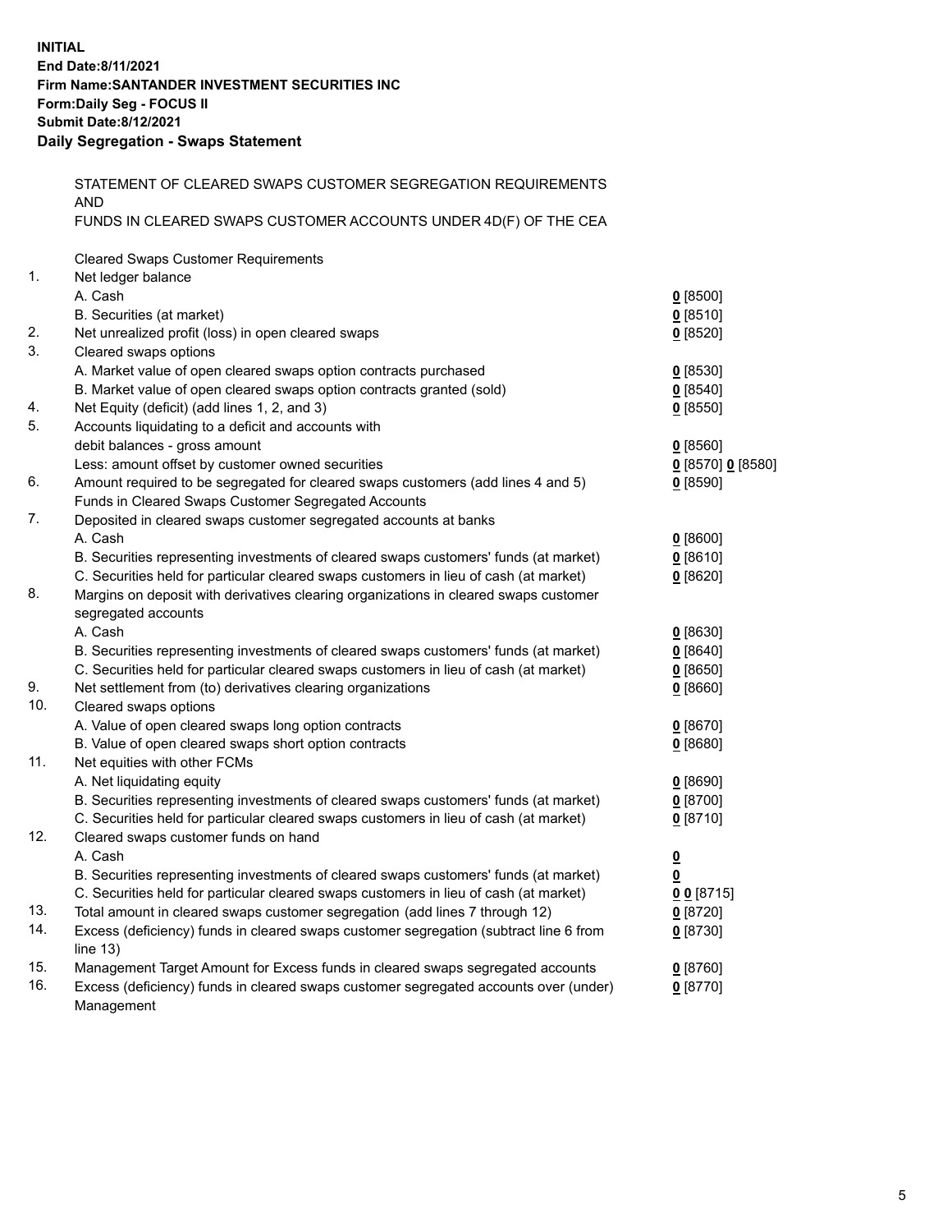**INITIAL**
**End Date:8/11/2021**
**Firm Name:SANTANDER INVESTMENT SECURITIES INC**
**Form:Daily Seg - FOCUS II**
**Submit Date:8/12/2021**
**Daily Segregation - Swaps Statement**

STATEMENT OF CLEARED SWAPS CUSTOMER SEGREGATION REQUIREMENTS AND FUNDS IN CLEARED SWAPS CUSTOMER ACCOUNTS UNDER 4D(F) OF THE CEA

| | | |
|---|---|---|
| | Cleared Swaps Customer Requirements | |
| 1. | Net ledger balance | |
| | A. Cash | 0 [8500] |
| | B. Securities (at market) | 0 [8510] |
| 2. | Net unrealized profit (loss) in open cleared swaps | 0 [8520] |
| 3. | Cleared swaps options | |
| | A. Market value of open cleared swaps option contracts purchased | 0 [8530] |
| | B. Market value of open cleared swaps option contracts granted (sold) | 0 [8540] |
| 4. | Net Equity (deficit) (add lines 1, 2, and 3) | 0 [8550] |
| 5. | Accounts liquidating to a deficit and accounts with debit balances - gross amount | 0 [8560] |
| | Less: amount offset by customer owned securities | 0 [8570] 0 [8580] |
| 6. | Amount required to be segregated for cleared swaps customers (add lines 4 and 5) | 0 [8590] |
| | Funds in Cleared Swaps Customer Segregated Accounts | |
| 7. | Deposited in cleared swaps customer segregated accounts at banks | |
| | A. Cash | 0 [8600] |
| | B. Securities representing investments of cleared swaps customers' funds (at market) | 0 [8610] |
| | C. Securities held for particular cleared swaps customers in lieu of cash (at market) | 0 [8620] |
| 8. | Margins on deposit with derivatives clearing organizations in cleared swaps customer segregated accounts | |
| | A. Cash | 0 [8630] |
| | B. Securities representing investments of cleared swaps customers' funds (at market) | 0 [8640] |
| | C. Securities held for particular cleared swaps customers in lieu of cash (at market) | 0 [8650] |
| 9. | Net settlement from (to) derivatives clearing organizations | 0 [8660] |
| 10. | Cleared swaps options | |
| | A. Value of open cleared swaps long option contracts | 0 [8670] |
| | B. Value of open cleared swaps short option contracts | 0 [8680] |
| 11. | Net equities with other FCMs | |
| | A. Net liquidating equity | 0 [8690] |
| | B. Securities representing investments of cleared swaps customers' funds (at market) | 0 [8700] |
| | C. Securities held for particular cleared swaps customers in lieu of cash (at market) | 0 [8710] |
| 12. | Cleared swaps customer funds on hand | |
| | A. Cash | 0 |
| | B. Securities representing investments of cleared swaps customers' funds (at market) | 0 |
| | C. Securities held for particular cleared swaps customers in lieu of cash (at market) | 0 0 [8715] |
| 13. | Total amount in cleared swaps customer segregation (add lines 7 through 12) | 0 [8720] |
| 14. | Excess (deficiency) funds in cleared swaps customer segregation (subtract line 6 from line 13) | 0 [8730] |
| 15. | Management Target Amount for Excess funds in cleared swaps segregated accounts | 0 [8760] |
| 16. | Excess (deficiency) funds in cleared swaps customer segregated accounts over (under) Management | 0 [8770] |